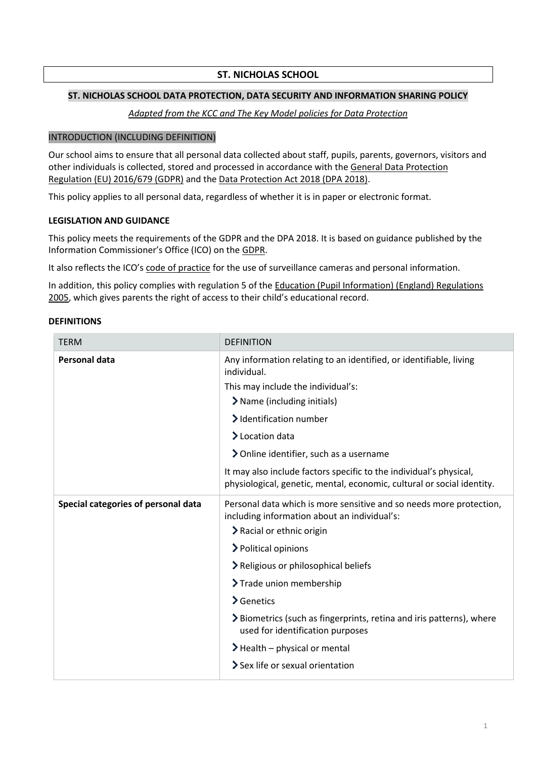# ST. NICHOLAS SCHOOL

## ST. NICHOLAS SCHOOL DATA PROTECTION, DATA SECURITY AND INFORMATION SHARING POLICY

*Adapted from the KCC and The Key Model policies for Data Protection*

### INTRODUCTION (INCLUDING DEFINITION)

Our school aims to ensure that all personal data collected about staff, pupils, parents, governors, visitors and other individuals is collected, stored and processed in accordance with the General Data Protection Regulation (EU) 2016/679 (GDPR) and the Data Protection Act 2018 (DPA 2018).

This policy applies to all personal data, regardless of whether it is in paper or electronic format.

### LEGISLATION AND GUIDANCE

This policy meets the requirements of the GDPR and the DPA 2018. It is based on guidance published by the Information Commissioner's Office (ICO) on the GDPR.

It also reflects the ICO's code of practice for the use of surveillance cameras and personal information.

In addition, this policy complies with regulation 5 of the Education (Pupil Information) (England) Regulations 2005, which gives parents the right of access to their child's educational record.

### DEFINITIONS

| TERM | DEFINITION |
|---|---|
| **Personal data** | Any information relating to an identified, or identifiable, living individual.<br>This may include the individual's:<br>- Name (including initials)<br>- Identification number<br>- Location data<br>- Online identifier, such as a username<br>It may also include factors specific to the individual's physical, physiological, genetic, mental, economic, cultural or social identity. |
| **Special categories of personal data** | Personal data which is more sensitive and so needs more protection, including information about an individual's:<br>- Racial or ethnic origin<br>- Political opinions<br>- Religious or philosophical beliefs<br>- Trade union membership<br>- Genetics<br>- Biometrics (such as fingerprints, retina and iris patterns), where used for identification purposes<br>- Health – physical or mental<br>- Sex life or sexual orientation |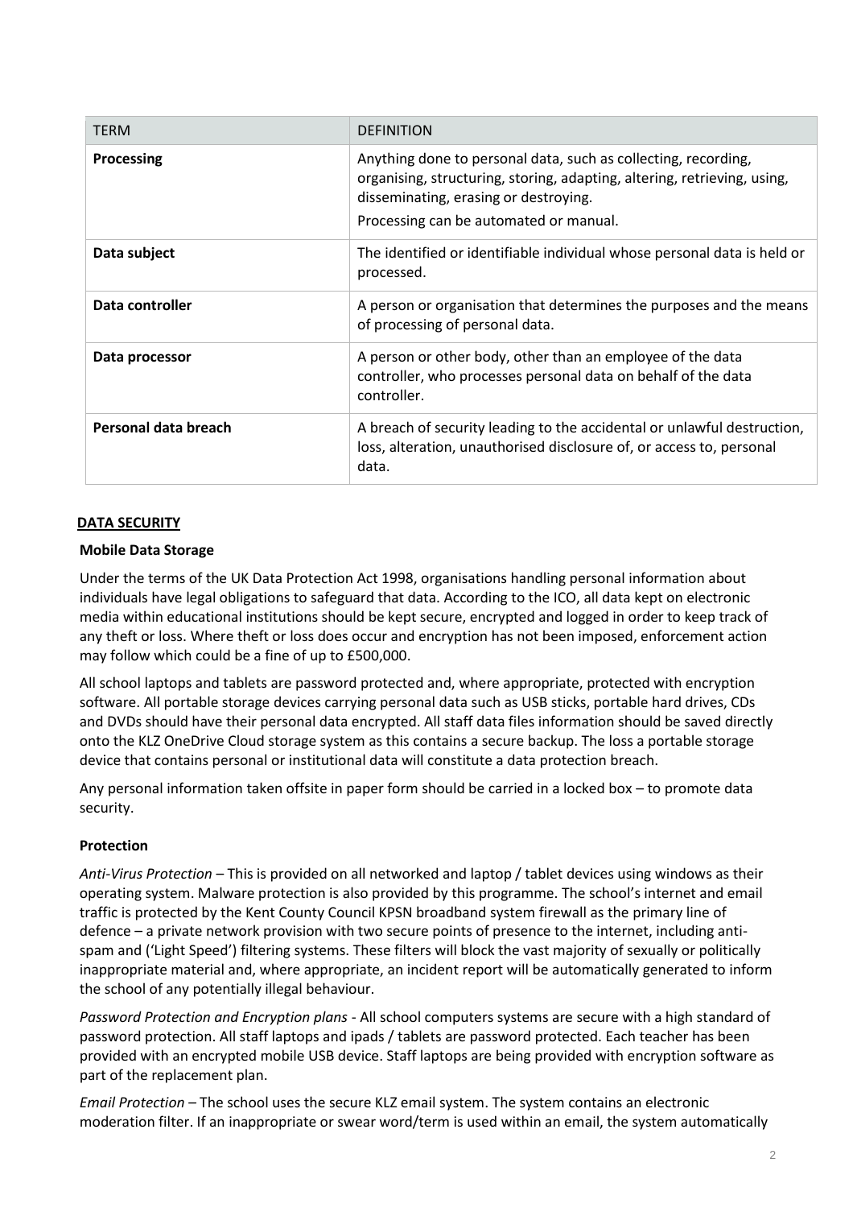| TERM | DEFINITION |
|---|---|
| **Processing** | Anything done to personal data, such as collecting, recording, organising, structuring, storing, adapting, altering, retrieving, using, disseminating, erasing or destroying.<br>Processing can be automated or manual. |
| **Data subject** | The identified or identifiable individual whose personal data is held or processed. |
| **Data controller** | A person or organisation that determines the purposes and the means of processing of personal data. |
| **Data processor** | A person or other body, other than an employee of the data controller, who processes personal data on behalf of the data controller. |
| **Personal data breach** | A breach of security leading to the accidental or unlawful destruction, loss, alteration, unauthorised disclosure of, or access to, personal data. |

## DATA SECURITY

### Mobile Data Storage

Under the terms of the UK Data Protection Act 1998, organisations handling personal information about individuals have legal obligations to safeguard that data. According to the ICO, all data kept on electronic media within educational institutions should be kept secure, encrypted and logged in order to keep track of any theft or loss. Where theft or loss does occur and encryption has not been imposed, enforcement action may follow which could be a fine of up to £500,000.

All school laptops and tablets are password protected and, where appropriate, protected with encryption software. All portable storage devices carrying personal data such as USB sticks, portable hard drives, CDs and DVDs should have their personal data encrypted. All staff data files information should be saved directly onto the KLZ OneDrive Cloud storage system as this contains a secure backup. The loss a portable storage device that contains personal or institutional data will constitute a data protection breach.

Any personal information taken offsite in paper form should be carried in a locked box – to promote data security.

### Protection

*Anti-Virus Protection* – This is provided on all networked and laptop / tablet devices using windows as their operating system. Malware protection is also provided by this programme. The school's internet and email traffic is protected by the Kent County Council KPSN broadband system firewall as the primary line of defence – a private network provision with two secure points of presence to the internet, including anti-spam and ('Light Speed') filtering systems. These filters will block the vast majority of sexually or politically inappropriate material and, where appropriate, an incident report will be automatically generated to inform the school of any potentially illegal behaviour.

*Password Protection and Encryption plans* - All school computers systems are secure with a high standard of password protection. All staff laptops and ipads / tablets are password protected. Each teacher has been provided with an encrypted mobile USB device. Staff laptops are being provided with encryption software as part of the replacement plan.

*Email Protection* – The school uses the secure KLZ email system. The system contains an electronic moderation filter. If an inappropriate or swear word/term is used within an email, the system automatically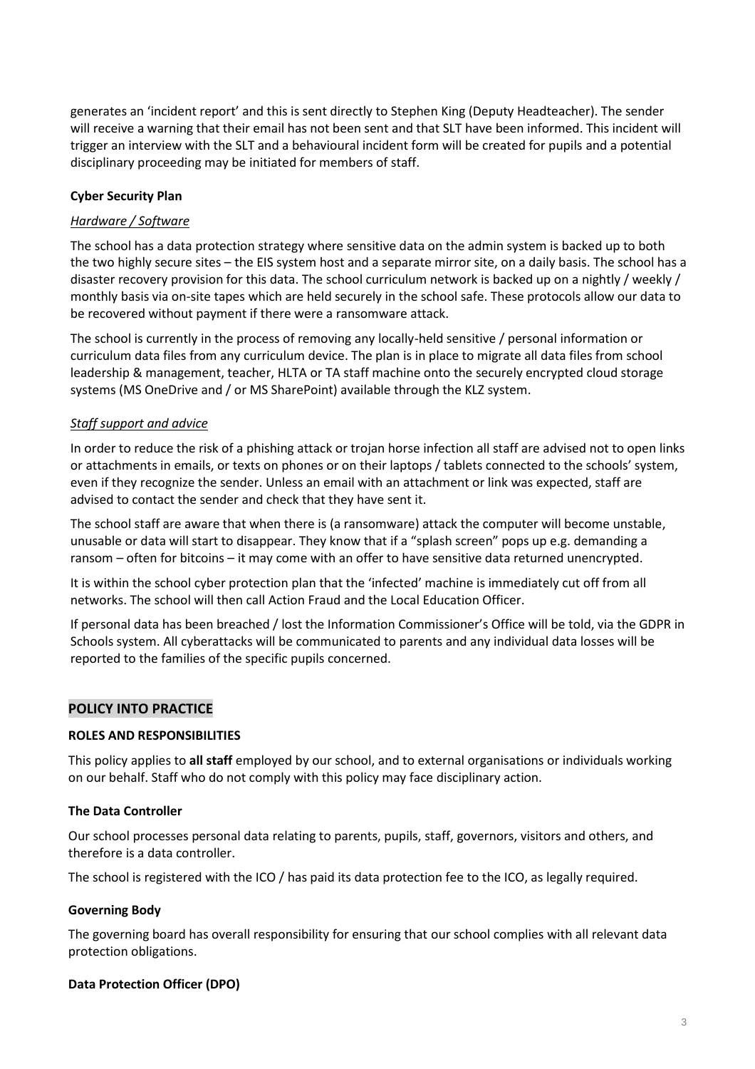generates an 'incident report' and this is sent directly to Stephen King (Deputy Headteacher). The sender will receive a warning that their email has not been sent and that SLT have been informed. This incident will trigger an interview with the SLT and a behavioural incident form will be created for pupils and a potential disciplinary proceeding may be initiated for members of staff.

**Cyber Security Plan**

*Hardware / Software*

The school has a data protection strategy where sensitive data on the admin system is backed up to both the two highly secure sites – the EIS system host and a separate mirror site, on a daily basis. The school has a disaster recovery provision for this data. The school curriculum network is backed up on a nightly / weekly / monthly basis via on-site tapes which are held securely in the school safe. These protocols allow our data to be recovered without payment if there were a ransomware attack.

The school is currently in the process of removing any locally-held sensitive / personal information or curriculum data files from any curriculum device. The plan is in place to migrate all data files from school leadership & management, teacher, HLTA or TA staff machine onto the securely encrypted cloud storage systems (MS OneDrive and / or MS SharePoint) available through the KLZ system.

*Staff support and advice*

In order to reduce the risk of a phishing attack or trojan horse infection all staff are advised not to open links or attachments in emails, or texts on phones or on their laptops / tablets connected to the schools' system, even if they recognize the sender. Unless an email with an attachment or link was expected, staff are advised to contact the sender and check that they have sent it.

The school staff are aware that when there is (a ransomware) attack the computer will become unstable, unusable or data will start to disappear. They know that if a "splash screen" pops up e.g. demanding a ransom – often for bitcoins – it may come with an offer to have sensitive data returned unencrypted.

It is within the school cyber protection plan that the 'infected' machine is immediately cut off from all networks. The school will then call Action Fraud and the Local Education Officer.

If personal data has been breached / lost the Information Commissioner's Office will be told, via the GDPR in Schools system. All cyberattacks will be communicated to parents and any individual data losses will be reported to the families of the specific pupils concerned.

## POLICY INTO PRACTICE

**ROLES AND RESPONSIBILITIES**

This policy applies to **all staff** employed by our school, and to external organisations or individuals working on our behalf. Staff who do not comply with this policy may face disciplinary action.

**The Data Controller**

Our school processes personal data relating to parents, pupils, staff, governors, visitors and others, and therefore is a data controller.

The school is registered with the ICO / has paid its data protection fee to the ICO, as legally required.

**Governing Body**

The governing board has overall responsibility for ensuring that our school complies with all relevant data protection obligations.

**Data Protection Officer (DPO)**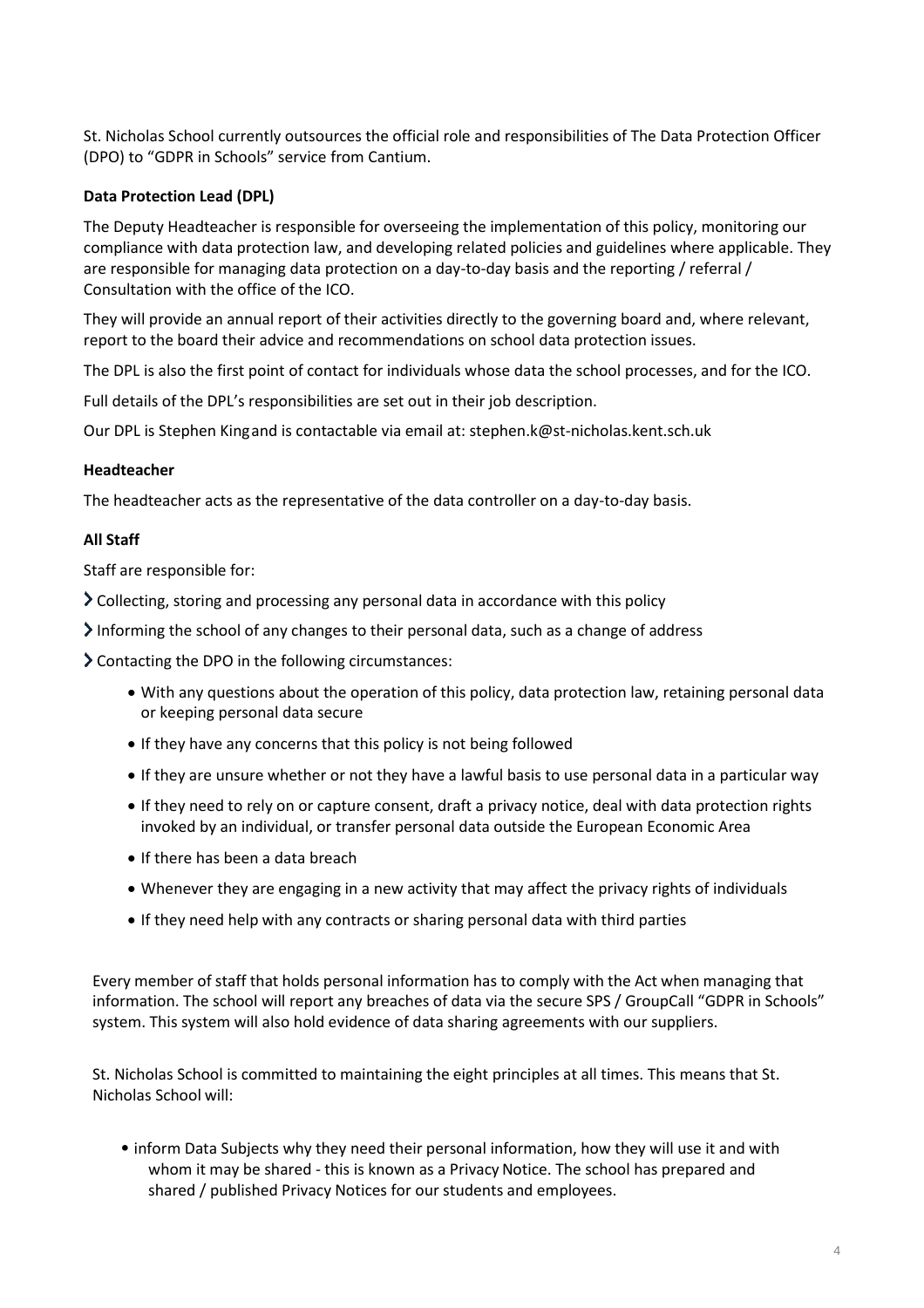St. Nicholas School currently outsources the official role and responsibilities of The Data Protection Officer (DPO) to "GDPR in Schools" service from Cantium.

**Data Protection Lead (DPL)**

The Deputy Headteacher is responsible for overseeing the implementation of this policy, monitoring our compliance with data protection law, and developing related policies and guidelines where applicable. They are responsible for managing data protection on a day-to-day basis and the reporting / referral / Consultation with the office of the ICO.

They will provide an annual report of their activities directly to the governing board and, where relevant, report to the board their advice and recommendations on school data protection issues.

The DPL is also the first point of contact for individuals whose data the school processes, and for the ICO.

Full details of the DPL's responsibilities are set out in their job description.

Our DPL is Stephen King and is contactable via email at: stephen.k@st-nicholas.kent.sch.uk

**Headteacher**

The headteacher acts as the representative of the data controller on a day-to-day basis.

**All Staff**

Staff are responsible for:

- Collecting, storing and processing any personal data in accordance with this policy
- Informing the school of any changes to their personal data, such as a change of address
- Contacting the DPO in the following circumstances:
  - With any questions about the operation of this policy, data protection law, retaining personal data or keeping personal data secure
  - If they have any concerns that this policy is not being followed
  - If they are unsure whether or not they have a lawful basis to use personal data in a particular way
  - If they need to rely on or capture consent, draft a privacy notice, deal with data protection rights invoked by an individual, or transfer personal data outside the European Economic Area
  - If there has been a data breach
  - Whenever they are engaging in a new activity that may affect the privacy rights of individuals
  - If they need help with any contracts or sharing personal data with third parties

Every member of staff that holds personal information has to comply with the Act when managing that information. The school will report any breaches of data via the secure SPS / GroupCall "GDPR in Schools" system. This system will also hold evidence of data sharing agreements with our suppliers.

St. Nicholas School is committed to maintaining the eight principles at all times. This means that St. Nicholas School will:

- inform Data Subjects why they need their personal information, how they will use it and with whom it may be shared - this is known as a Privacy Notice. The school has prepared and shared / published Privacy Notices for our students and employees.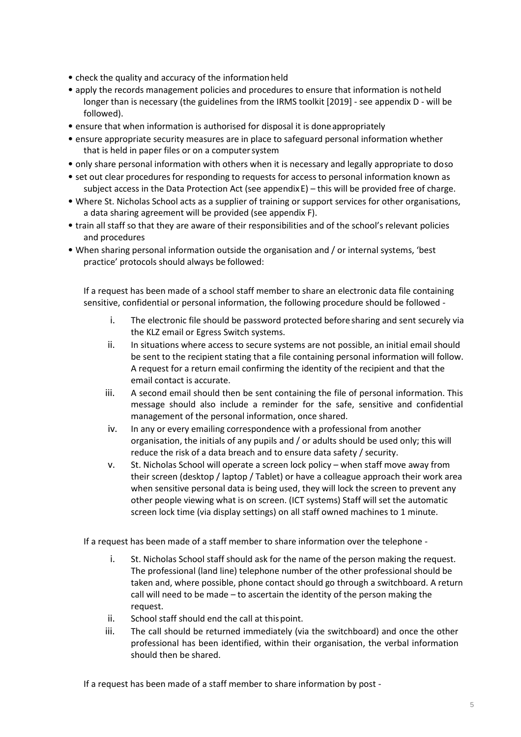- check the quality and accuracy of the information held
- apply the records management policies and procedures to ensure that information is not held longer than is necessary (the guidelines from the IRMS toolkit [2019] - see appendix D - will be followed).
- ensure that when information is authorised for disposal it is done appropriately
- ensure appropriate security measures are in place to safeguard personal information whether that is held in paper files or on a computer system
- only share personal information with others when it is necessary and legally appropriate to do so
- set out clear procedures for responding to requests for access to personal information known as subject access in the Data Protection Act (see appendix E) – this will be provided free of charge.
- Where St. Nicholas School acts as a supplier of training or support services for other organisations, a data sharing agreement will be provided (see appendix F).
- train all staff so that they are aware of their responsibilities and of the school's relevant policies and procedures
- When sharing personal information outside the organisation and / or internal systems, 'best practice' protocols should always be followed:

  If a request has been made of a school staff member to share an electronic data file containing sensitive, confidential or personal information, the following procedure should be followed -

  i. The electronic file should be password protected before sharing and sent securely via the KLZ email or Egress Switch systems.
  ii. In situations where access to secure systems are not possible, an initial email should be sent to the recipient stating that a file containing personal information will follow. A request for a return email confirming the identity of the recipient and that the email contact is accurate.
  iii. A second email should then be sent containing the file of personal information. This message should also include a reminder for the safe, sensitive and confidential management of the personal information, once shared.
  iv. In any or every emailing correspondence with a professional from another organisation, the initials of any pupils and / or adults should be used only; this will reduce the risk of a data breach and to ensure data safety / security.
  v. St. Nicholas School will operate a screen lock policy – when staff move away from their screen (desktop / laptop / Tablet) or have a colleague approach their work area when sensitive personal data is being used, they will lock the screen to prevent any other people viewing what is on screen. (ICT systems) Staff will set the automatic screen lock time (via display settings) on all staff owned machines to 1 minute.

  If a request has been made of a staff member to share information over the telephone -

  i. St. Nicholas School staff should ask for the name of the person making the request. The professional (land line) telephone number of the other professional should be taken and, where possible, phone contact should go through a switchboard. A return call will need to be made – to ascertain the identity of the person making the request.
  ii. School staff should end the call at this point.
  iii. The call should be returned immediately (via the switchboard) and once the other professional has been identified, within their organisation, the verbal information should then be shared.

  If a request has been made of a staff member to share information by post -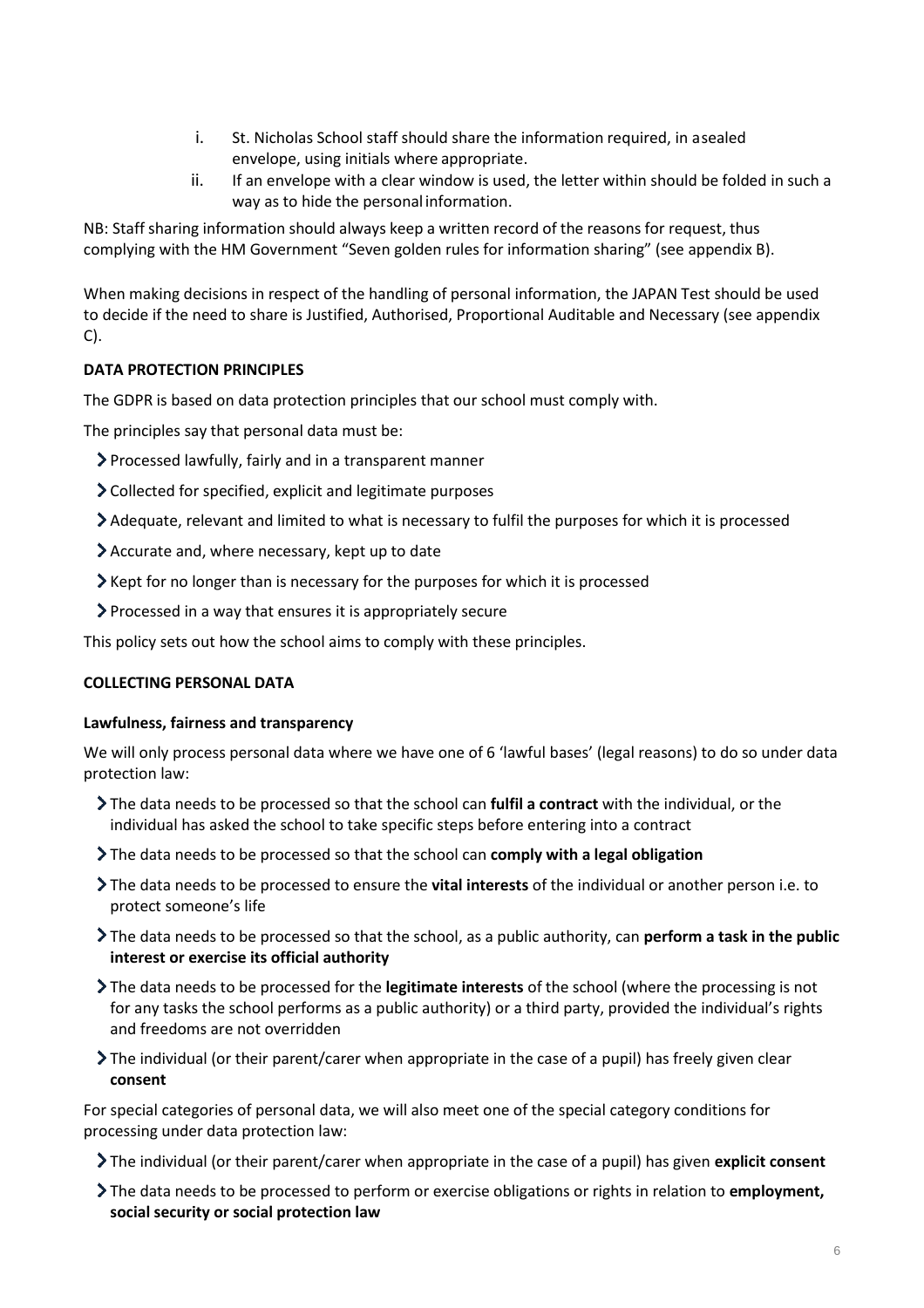i. St. Nicholas School staff should share the information required, in a sealed envelope, using initials where appropriate.
ii. If an envelope with a clear window is used, the letter within should be folded in such a way as to hide the personal information.

NB: Staff sharing information should always keep a written record of the reasons for request, thus complying with the HM Government "Seven golden rules for information sharing" (see appendix B).

When making decisions in respect of the handling of personal information, the JAPAN Test should be used to decide if the need to share is Justified, Authorised, Proportional Auditable and Necessary (see appendix C).

**DATA PROTECTION PRINCIPLES**

The GDPR is based on data protection principles that our school must comply with.

The principles say that personal data must be:

- Processed lawfully, fairly and in a transparent manner
- Collected for specified, explicit and legitimate purposes
- Adequate, relevant and limited to what is necessary to fulfil the purposes for which it is processed
- Accurate and, where necessary, kept up to date
- Kept for no longer than is necessary for the purposes for which it is processed
- Processed in a way that ensures it is appropriately secure

This policy sets out how the school aims to comply with these principles.

**COLLECTING PERSONAL DATA**

**Lawfulness, fairness and transparency**

We will only process personal data where we have one of 6 'lawful bases' (legal reasons) to do so under data protection law:

- The data needs to be processed so that the school can **fulfil a contract** with the individual, or the individual has asked the school to take specific steps before entering into a contract
- The data needs to be processed so that the school can **comply with a legal obligation**
- The data needs to be processed to ensure the **vital interests** of the individual or another person i.e. to protect someone's life
- The data needs to be processed so that the school, as a public authority, can **perform a task in the public interest or exercise its official authority**
- The data needs to be processed for the **legitimate interests** of the school (where the processing is not for any tasks the school performs as a public authority) or a third party, provided the individual's rights and freedoms are not overridden
- The individual (or their parent/carer when appropriate in the case of a pupil) has freely given clear **consent**

For special categories of personal data, we will also meet one of the special category conditions for processing under data protection law:

- The individual (or their parent/carer when appropriate in the case of a pupil) has given **explicit consent**
- The data needs to be processed to perform or exercise obligations or rights in relation to **employment, social security or social protection law**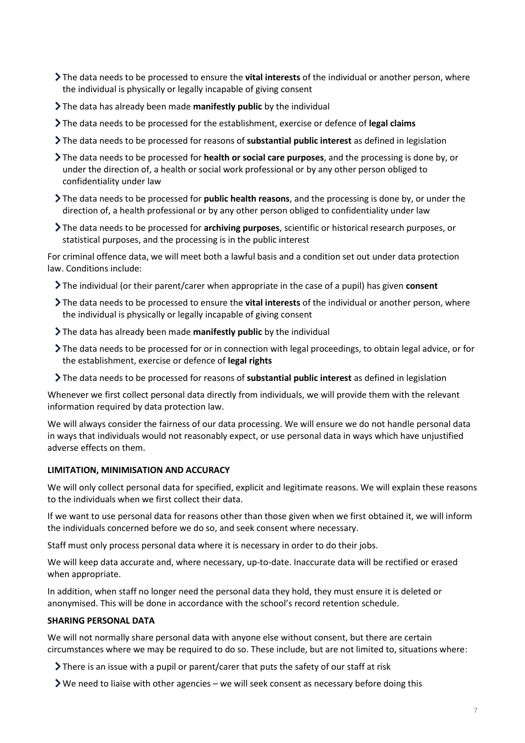- The data needs to be processed to ensure the **vital interests** of the individual or another person, where the individual is physically or legally incapable of giving consent
- The data has already been made **manifestly public** by the individual
- The data needs to be processed for the establishment, exercise or defence of **legal claims**
- The data needs to be processed for reasons of **substantial public interest** as defined in legislation
- The data needs to be processed for **health or social care purposes**, and the processing is done by, or under the direction of, a health or social work professional or by any other person obliged to confidentiality under law
- The data needs to be processed for **public health reasons**, and the processing is done by, or under the direction of, a health professional or by any other person obliged to confidentiality under law
- The data needs to be processed for **archiving purposes**, scientific or historical research purposes, or statistical purposes, and the processing is in the public interest

For criminal offence data, we will meet both a lawful basis and a condition set out under data protection law. Conditions include:

- The individual (or their parent/carer when appropriate in the case of a pupil) has given **consent**
- The data needs to be processed to ensure the **vital interests** of the individual or another person, where the individual is physically or legally incapable of giving consent
- The data has already been made **manifestly public** by the individual
- The data needs to be processed for or in connection with legal proceedings, to obtain legal advice, or for the establishment, exercise or defence of **legal rights**
- The data needs to be processed for reasons of **substantial public interest** as defined in legislation

Whenever we first collect personal data directly from individuals, we will provide them with the relevant information required by data protection law.

We will always consider the fairness of our data processing. We will ensure we do not handle personal data in ways that individuals would not reasonably expect, or use personal data in ways which have unjustified adverse effects on them.

**LIMITATION, MINIMISATION AND ACCURACY**

We will only collect personal data for specified, explicit and legitimate reasons. We will explain these reasons to the individuals when we first collect their data.

If we want to use personal data for reasons other than those given when we first obtained it, we will inform the individuals concerned before we do so, and seek consent where necessary.

Staff must only process personal data where it is necessary in order to do their jobs.

We will keep data accurate and, where necessary, up-to-date. Inaccurate data will be rectified or erased when appropriate.

In addition, when staff no longer need the personal data they hold, they must ensure it is deleted or anonymised. This will be done in accordance with the school's record retention schedule.

**SHARING PERSONAL DATA**

We will not normally share personal data with anyone else without consent, but there are certain circumstances where we may be required to do so. These include, but are not limited to, situations where:

- There is an issue with a pupil or parent/carer that puts the safety of our staff at risk
- We need to liaise with other agencies – we will seek consent as necessary before doing this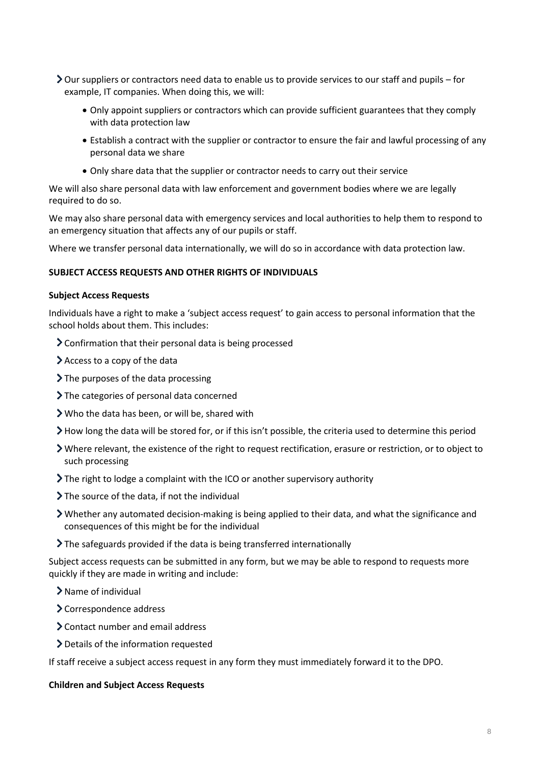- Our suppliers or contractors need data to enable us to provide services to our staff and pupils – for example, IT companies. When doing this, we will:
    - Only appoint suppliers or contractors which can provide sufficient guarantees that they comply with data protection law
    - Establish a contract with the supplier or contractor to ensure the fair and lawful processing of any personal data we share
    - Only share data that the supplier or contractor needs to carry out their service

We will also share personal data with law enforcement and government bodies where we are legally required to do so.

We may also share personal data with emergency services and local authorities to help them to respond to an emergency situation that affects any of our pupils or staff.

Where we transfer personal data internationally, we will do so in accordance with data protection law.

**SUBJECT ACCESS REQUESTS AND OTHER RIGHTS OF INDIVIDUALS**

**Subject Access Requests**

Individuals have a right to make a 'subject access request' to gain access to personal information that the school holds about them. This includes:

- Confirmation that their personal data is being processed
- Access to a copy of the data
- The purposes of the data processing
- The categories of personal data concerned
- Who the data has been, or will be, shared with
- How long the data will be stored for, or if this isn't possible, the criteria used to determine this period
- Where relevant, the existence of the right to request rectification, erasure or restriction, or to object to such processing
- The right to lodge a complaint with the ICO or another supervisory authority
- The source of the data, if not the individual
- Whether any automated decision-making is being applied to their data, and what the significance and consequences of this might be for the individual
- The safeguards provided if the data is being transferred internationally

Subject access requests can be submitted in any form, but we may be able to respond to requests more quickly if they are made in writing and include:

- Name of individual
- Correspondence address
- Contact number and email address
- Details of the information requested

If staff receive a subject access request in any form they must immediately forward it to the DPO.

**Children and Subject Access Requests**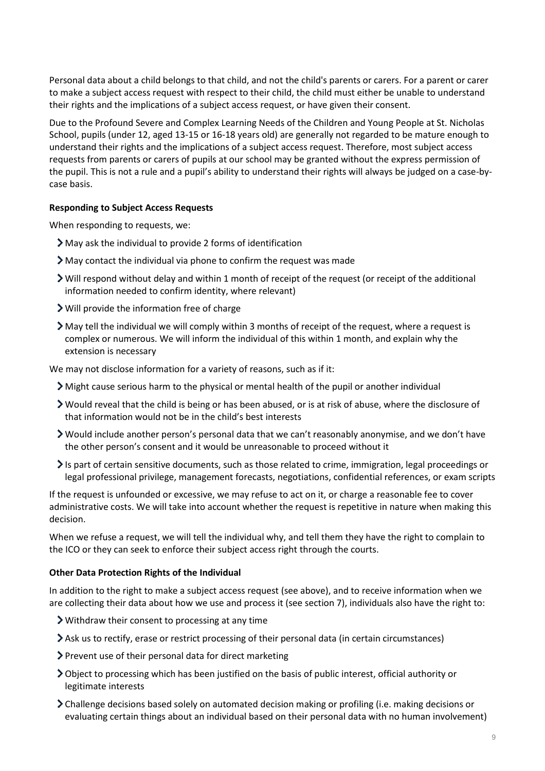Personal data about a child belongs to that child, and not the child's parents or carers. For a parent or carer to make a subject access request with respect to their child, the child must either be unable to understand their rights and the implications of a subject access request, or have given their consent.

Due to the Profound Severe and Complex Learning Needs of the Children and Young People at St. Nicholas School, pupils (under 12, aged 13-15 or 16-18 years old) are generally not regarded to be mature enough to understand their rights and the implications of a subject access request. Therefore, most subject access requests from parents or carers of pupils at our school may be granted without the express permission of the pupil. This is not a rule and a pupil's ability to understand their rights will always be judged on a case-by-case basis.

**Responding to Subject Access Requests**

When responding to requests, we:

- May ask the individual to provide 2 forms of identification
- May contact the individual via phone to confirm the request was made
- Will respond without delay and within 1 month of receipt of the request (or receipt of the additional information needed to confirm identity, where relevant)
- Will provide the information free of charge
- May tell the individual we will comply within 3 months of receipt of the request, where a request is complex or numerous. We will inform the individual of this within 1 month, and explain why the extension is necessary

We may not disclose information for a variety of reasons, such as if it:

- Might cause serious harm to the physical or mental health of the pupil or another individual
- Would reveal that the child is being or has been abused, or is at risk of abuse, where the disclosure of that information would not be in the child's best interests
- Would include another person's personal data that we can't reasonably anonymise, and we don't have the other person's consent and it would be unreasonable to proceed without it
- Is part of certain sensitive documents, such as those related to crime, immigration, legal proceedings or legal professional privilege, management forecasts, negotiations, confidential references, or exam scripts

If the request is unfounded or excessive, we may refuse to act on it, or charge a reasonable fee to cover administrative costs. We will take into account whether the request is repetitive in nature when making this decision.

When we refuse a request, we will tell the individual why, and tell them they have the right to complain to the ICO or they can seek to enforce their subject access right through the courts.

**Other Data Protection Rights of the Individual**

In addition to the right to make a subject access request (see above), and to receive information when we are collecting their data about how we use and process it (see section 7), individuals also have the right to:

- Withdraw their consent to processing at any time
- Ask us to rectify, erase or restrict processing of their personal data (in certain circumstances)
- Prevent use of their personal data for direct marketing
- Object to processing which has been justified on the basis of public interest, official authority or legitimate interests
- Challenge decisions based solely on automated decision making or profiling (i.e. making decisions or evaluating certain things about an individual based on their personal data with no human involvement)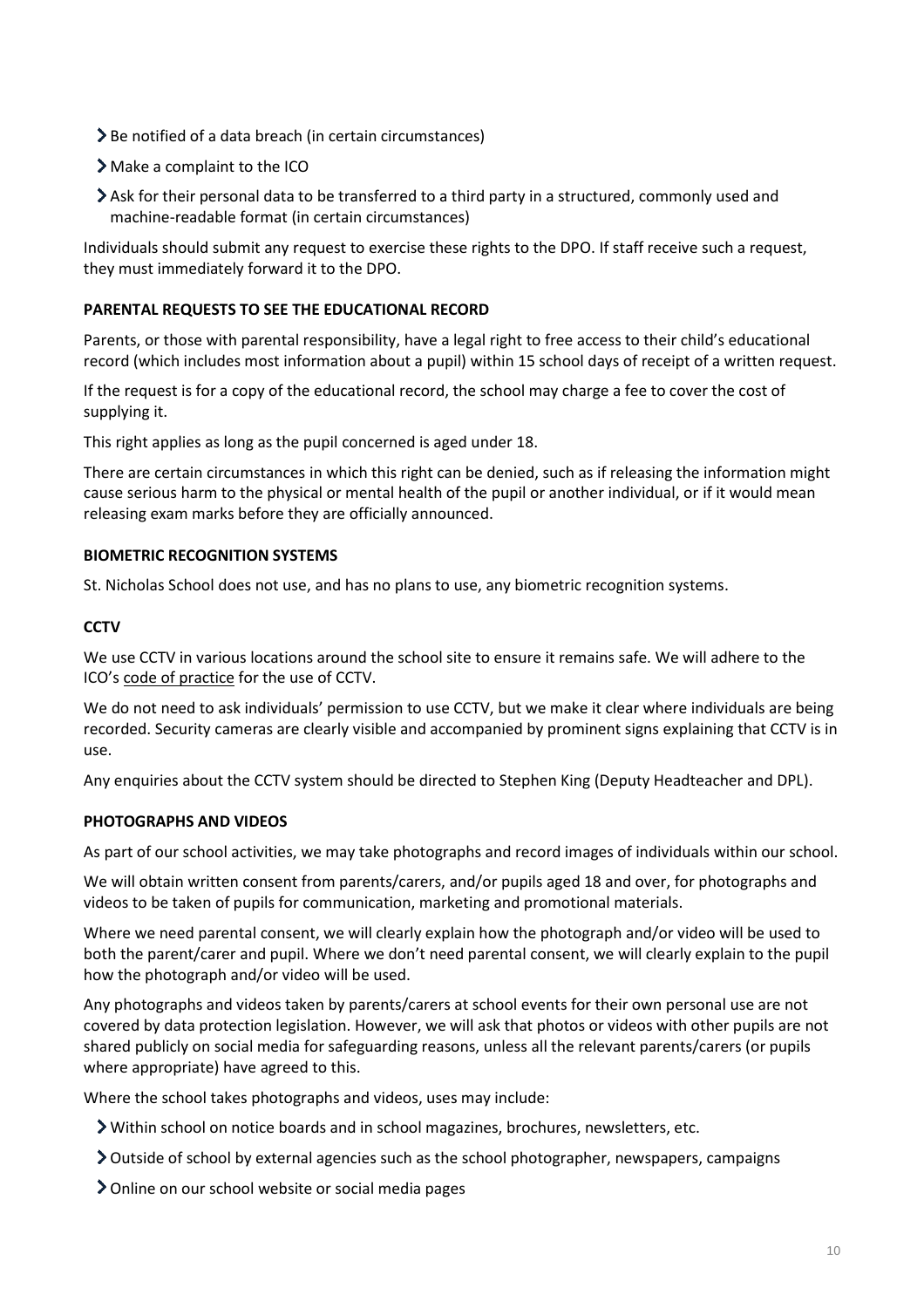- Be notified of a data breach (in certain circumstances)
- Make a complaint to the ICO
- Ask for their personal data to be transferred to a third party in a structured, commonly used and machine-readable format (in certain circumstances)

Individuals should submit any request to exercise these rights to the DPO. If staff receive such a request, they must immediately forward it to the DPO.

**PARENTAL REQUESTS TO SEE THE EDUCATIONAL RECORD**

Parents, or those with parental responsibility, have a legal right to free access to their child's educational record (which includes most information about a pupil) within 15 school days of receipt of a written request.

If the request is for a copy of the educational record, the school may charge a fee to cover the cost of supplying it.

This right applies as long as the pupil concerned is aged under 18.

There are certain circumstances in which this right can be denied, such as if releasing the information might cause serious harm to the physical or mental health of the pupil or another individual, or if it would mean releasing exam marks before they are officially announced.

**BIOMETRIC RECOGNITION SYSTEMS**

St. Nicholas School does not use, and has no plans to use, any biometric recognition systems.

**CCTV**

We use CCTV in various locations around the school site to ensure it remains safe. We will adhere to the ICO's code of practice for the use of CCTV.

We do not need to ask individuals' permission to use CCTV, but we make it clear where individuals are being recorded. Security cameras are clearly visible and accompanied by prominent signs explaining that CCTV is in use.

Any enquiries about the CCTV system should be directed to Stephen King (Deputy Headteacher and DPL).

**PHOTOGRAPHS AND VIDEOS**

As part of our school activities, we may take photographs and record images of individuals within our school.

We will obtain written consent from parents/carers, and/or pupils aged 18 and over, for photographs and videos to be taken of pupils for communication, marketing and promotional materials.

Where we need parental consent, we will clearly explain how the photograph and/or video will be used to both the parent/carer and pupil. Where we don't need parental consent, we will clearly explain to the pupil how the photograph and/or video will be used.

Any photographs and videos taken by parents/carers at school events for their own personal use are not covered by data protection legislation. However, we will ask that photos or videos with other pupils are not shared publicly on social media for safeguarding reasons, unless all the relevant parents/carers (or pupils where appropriate) have agreed to this.

Where the school takes photographs and videos, uses may include:

- Within school on notice boards and in school magazines, brochures, newsletters, etc.
- Outside of school by external agencies such as the school photographer, newspapers, campaigns
- Online on our school website or social media pages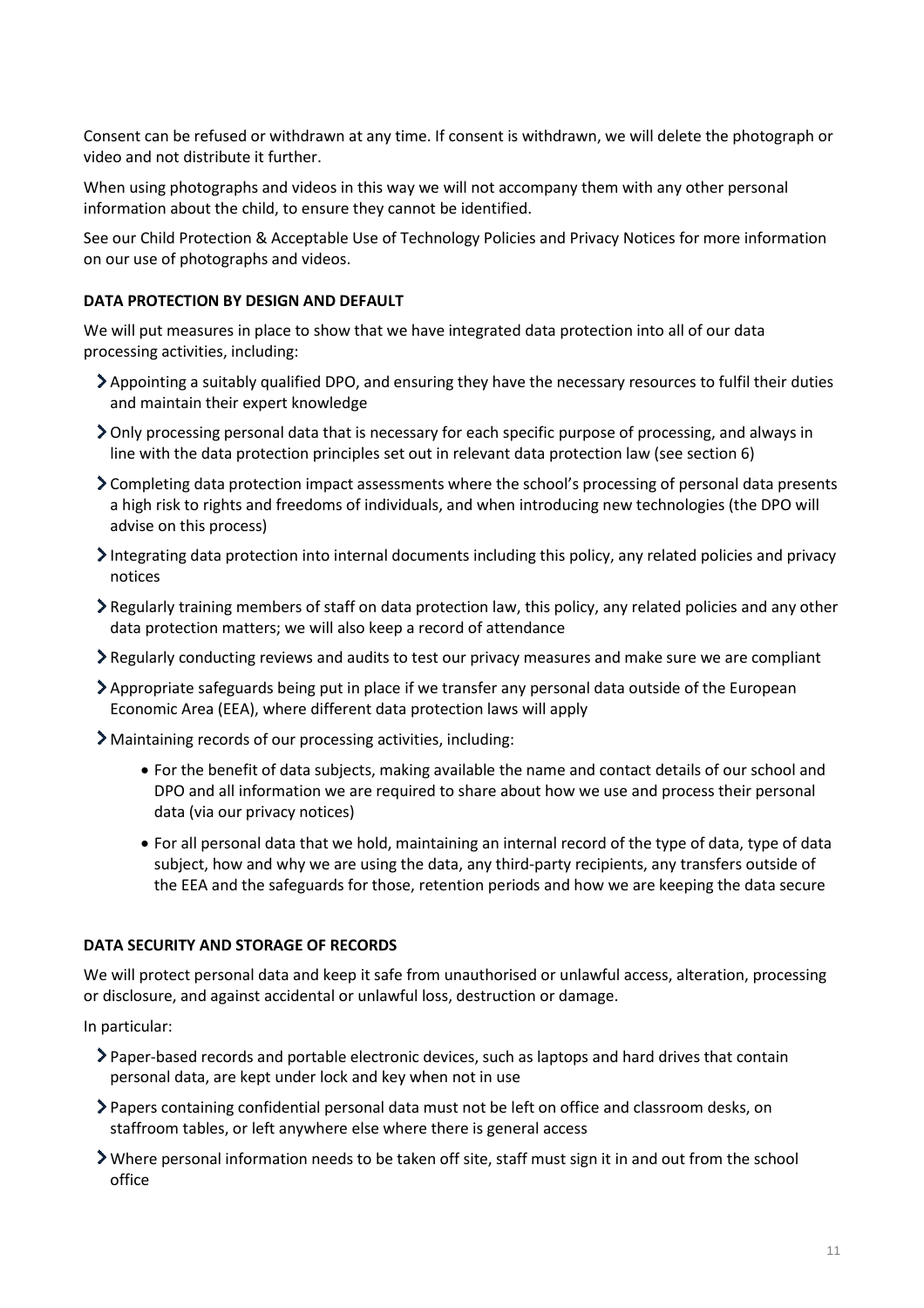Consent can be refused or withdrawn at any time. If consent is withdrawn, we will delete the photograph or video and not distribute it further.

When using photographs and videos in this way we will not accompany them with any other personal information about the child, to ensure they cannot be identified.

See our Child Protection & Acceptable Use of Technology Policies and Privacy Notices for more information on our use of photographs and videos.

**DATA PROTECTION BY DESIGN AND DEFAULT**

We will put measures in place to show that we have integrated data protection into all of our data processing activities, including:

- Appointing a suitably qualified DPO, and ensuring they have the necessary resources to fulfil their duties and maintain their expert knowledge
- Only processing personal data that is necessary for each specific purpose of processing, and always in line with the data protection principles set out in relevant data protection law (see section 6)
- Completing data protection impact assessments where the school's processing of personal data presents a high risk to rights and freedoms of individuals, and when introducing new technologies (the DPO will advise on this process)
- Integrating data protection into internal documents including this policy, any related policies and privacy notices
- Regularly training members of staff on data protection law, this policy, any related policies and any other data protection matters; we will also keep a record of attendance
- Regularly conducting reviews and audits to test our privacy measures and make sure we are compliant
- Appropriate safeguards being put in place if we transfer any personal data outside of the European Economic Area (EEA), where different data protection laws will apply
- Maintaining records of our processing activities, including:
  - For the benefit of data subjects, making available the name and contact details of our school and DPO and all information we are required to share about how we use and process their personal data (via our privacy notices)
  - For all personal data that we hold, maintaining an internal record of the type of data, type of data subject, how and why we are using the data, any third-party recipients, any transfers outside of the EEA and the safeguards for those, retention periods and how we are keeping the data secure

**DATA SECURITY AND STORAGE OF RECORDS**

We will protect personal data and keep it safe from unauthorised or unlawful access, alteration, processing or disclosure, and against accidental or unlawful loss, destruction or damage.

In particular:

- Paper-based records and portable electronic devices, such as laptops and hard drives that contain personal data, are kept under lock and key when not in use
- Papers containing confidential personal data must not be left on office and classroom desks, on staffroom tables, or left anywhere else where there is general access
- Where personal information needs to be taken off site, staff must sign it in and out from the school office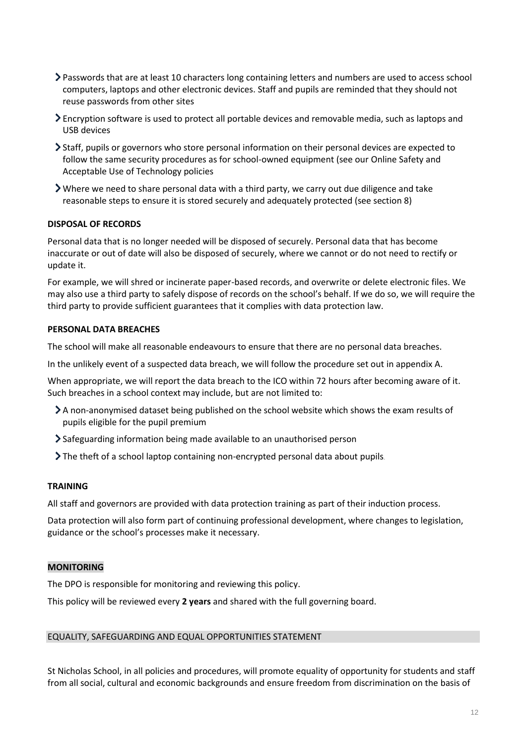- Passwords that are at least 10 characters long containing letters and numbers are used to access school computers, laptops and other electronic devices. Staff and pupils are reminded that they should not reuse passwords from other sites
- Encryption software is used to protect all portable devices and removable media, such as laptops and USB devices
- Staff, pupils or governors who store personal information on their personal devices are expected to follow the same security procedures as for school-owned equipment (see our Online Safety and Acceptable Use of Technology policies
- Where we need to share personal data with a third party, we carry out due diligence and take reasonable steps to ensure it is stored securely and adequately protected (see section 8)

**DISPOSAL OF RECORDS**

Personal data that is no longer needed will be disposed of securely. Personal data that has become inaccurate or out of date will also be disposed of securely, where we cannot or do not need to rectify or update it.

For example, we will shred or incinerate paper-based records, and overwrite or delete electronic files. We may also use a third party to safely dispose of records on the school's behalf. If we do so, we will require the third party to provide sufficient guarantees that it complies with data protection law.

**PERSONAL DATA BREACHES**

The school will make all reasonable endeavours to ensure that there are no personal data breaches.

In the unlikely event of a suspected data breach, we will follow the procedure set out in appendix A.

When appropriate, we will report the data breach to the ICO within 72 hours after becoming aware of it. Such breaches in a school context may include, but are not limited to:

- A non-anonymised dataset being published on the school website which shows the exam results of pupils eligible for the pupil premium
- Safeguarding information being made available to an unauthorised person
- The theft of a school laptop containing non-encrypted personal data about pupils.

**TRAINING**

All staff and governors are provided with data protection training as part of their induction process.

Data protection will also form part of continuing professional development, where changes to legislation, guidance or the school's processes make it necessary.

**MONITORING**

The DPO is responsible for monitoring and reviewing this policy.

This policy will be reviewed every **2 years** and shared with the full governing board.

EQUALITY, SAFEGUARDING AND EQUAL OPPORTUNITIES STATEMENT

St Nicholas School, in all policies and procedures, will promote equality of opportunity for students and staff from all social, cultural and economic backgrounds and ensure freedom from discrimination on the basis of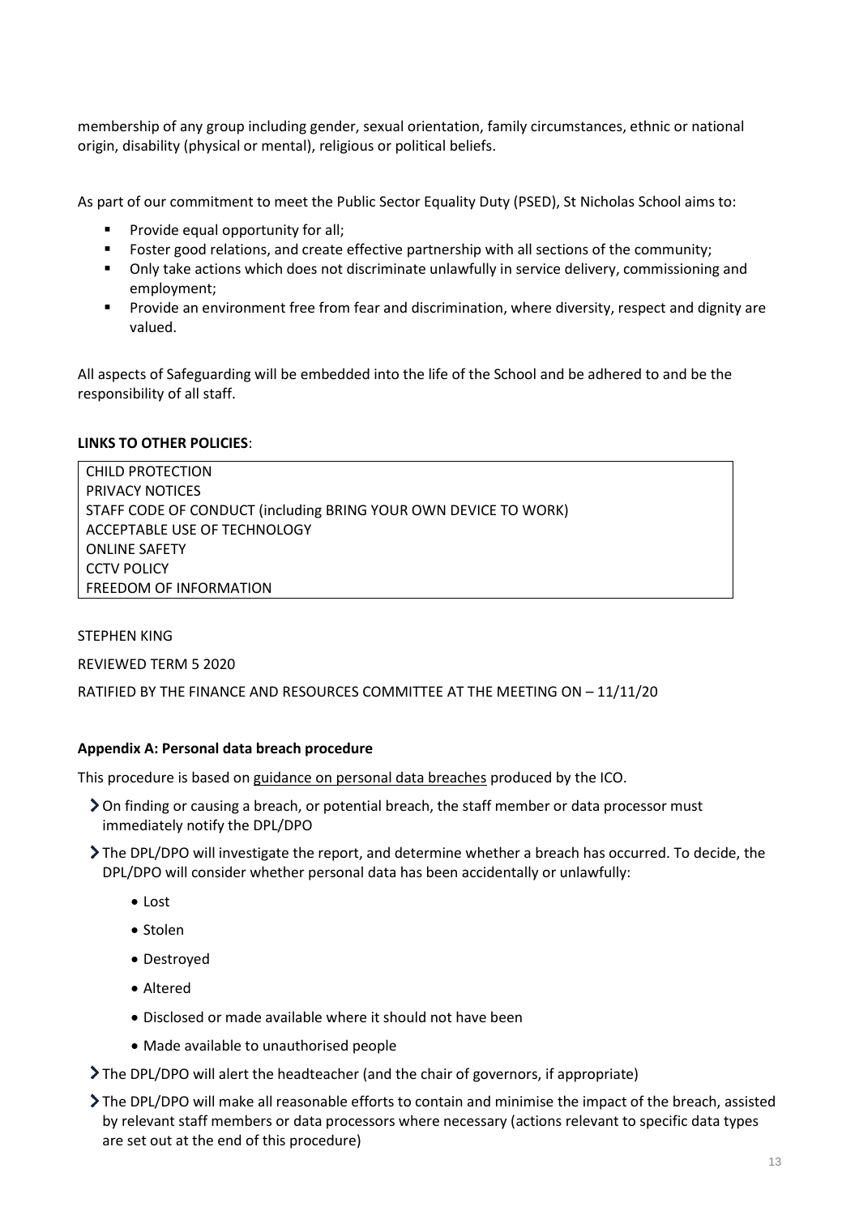membership of any group including gender, sexual orientation, family circumstances, ethnic or national origin, disability (physical or mental), religious or political beliefs.

As part of our commitment to meet the Public Sector Equality Duty (PSED), St Nicholas School aims to:

- Provide equal opportunity for all;
- Foster good relations, and create effective partnership with all sections of the community;
- Only take actions which does not discriminate unlawfully in service delivery, commissioning and employment;
- Provide an environment free from fear and discrimination, where diversity, respect and dignity are valued.

All aspects of Safeguarding will be embedded into the life of the School and be adhered to and be the responsibility of all staff.

**LINKS TO OTHER POLICIES**:

| CHILD PROTECTION<br>PRIVACY NOTICES<br>STAFF CODE OF CONDUCT (including BRING YOUR OWN DEVICE TO WORK)<br>ACCEPTABLE USE OF TECHNOLOGY<br>ONLINE SAFETY<br>CCTV POLICY<br>FREEDOM OF INFORMATION |
|---|

STEPHEN KING

REVIEWED TERM 5 2020

RATIFIED BY THE FINANCE AND RESOURCES COMMITTEE AT THE MEETING ON – 11/11/20

**Appendix A: Personal data breach procedure**

This procedure is based on guidance on personal data breaches produced by the ICO.

- On finding or causing a breach, or potential breach, the staff member or data processor must immediately notify the DPL/DPO
- The DPL/DPO will investigate the report, and determine whether a breach has occurred. To decide, the DPL/DPO will consider whether personal data has been accidentally or unlawfully:
  - Lost
  - Stolen
  - Destroyed
  - Altered
  - Disclosed or made available where it should not have been
  - Made available to unauthorised people
- The DPL/DPO will alert the headteacher (and the chair of governors, if appropriate)
- The DPL/DPO will make all reasonable efforts to contain and minimise the impact of the breach, assisted by relevant staff members or data processors where necessary (actions relevant to specific data types are set out at the end of this procedure)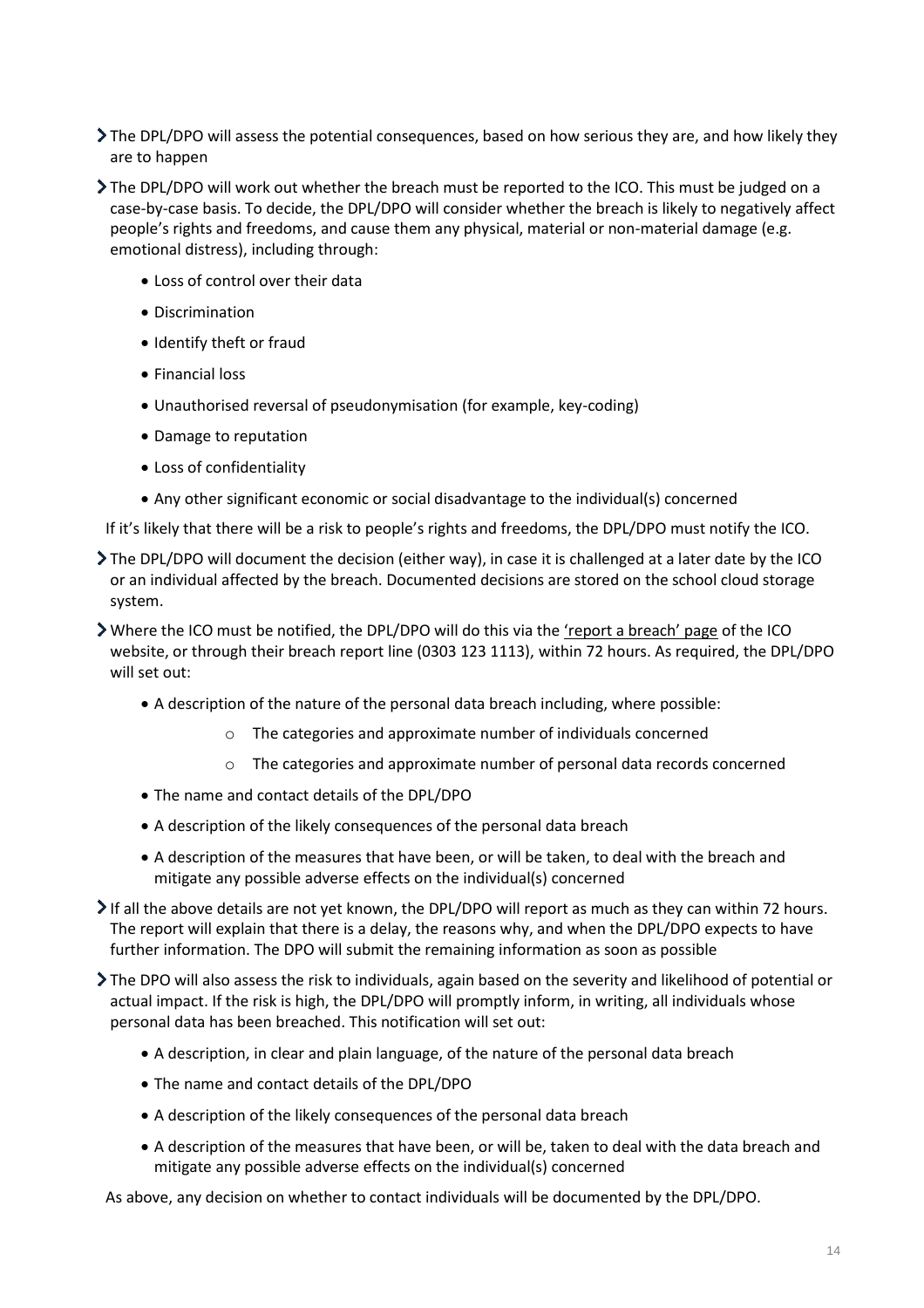- The DPL/DPO will assess the potential consequences, based on how serious they are, and how likely they are to happen
- The DPL/DPO will work out whether the breach must be reported to the ICO. This must be judged on a case-by-case basis. To decide, the DPL/DPO will consider whether the breach is likely to negatively affect people's rights and freedoms, and cause them any physical, material or non-material damage (e.g. emotional distress), including through:
    - Loss of control over their data
    - Discrimination
    - Identify theft or fraud
    - Financial loss
    - Unauthorised reversal of pseudonymisation (for example, key-coding)
    - Damage to reputation
    - Loss of confidentiality
    - Any other significant economic or social disadvantage to the individual(s) concerned

  If it's likely that there will be a risk to people's rights and freedoms, the DPL/DPO must notify the ICO.
- The DPL/DPO will document the decision (either way), in case it is challenged at a later date by the ICO or an individual affected by the breach. Documented decisions are stored on the school cloud storage system.
- Where the ICO must be notified, the DPL/DPO will do this via the 'report a breach' page of the ICO website, or through their breach report line (0303 123 1113), within 72 hours. As required, the DPL/DPO will set out:
    - A description of the nature of the personal data breach including, where possible:
        - The categories and approximate number of individuals concerned
        - The categories and approximate number of personal data records concerned
    - The name and contact details of the DPL/DPO
    - A description of the likely consequences of the personal data breach
    - A description of the measures that have been, or will be taken, to deal with the breach and mitigate any possible adverse effects on the individual(s) concerned
- If all the above details are not yet known, the DPL/DPO will report as much as they can within 72 hours. The report will explain that there is a delay, the reasons why, and when the DPL/DPO expects to have further information. The DPO will submit the remaining information as soon as possible
- The DPO will also assess the risk to individuals, again based on the severity and likelihood of potential or actual impact. If the risk is high, the DPL/DPO will promptly inform, in writing, all individuals whose personal data has been breached. This notification will set out:
    - A description, in clear and plain language, of the nature of the personal data breach
    - The name and contact details of the DPL/DPO
    - A description of the likely consequences of the personal data breach
    - A description of the measures that have been, or will be, taken to deal with the data breach and mitigate any possible adverse effects on the individual(s) concerned

  As above, any decision on whether to contact individuals will be documented by the DPL/DPO.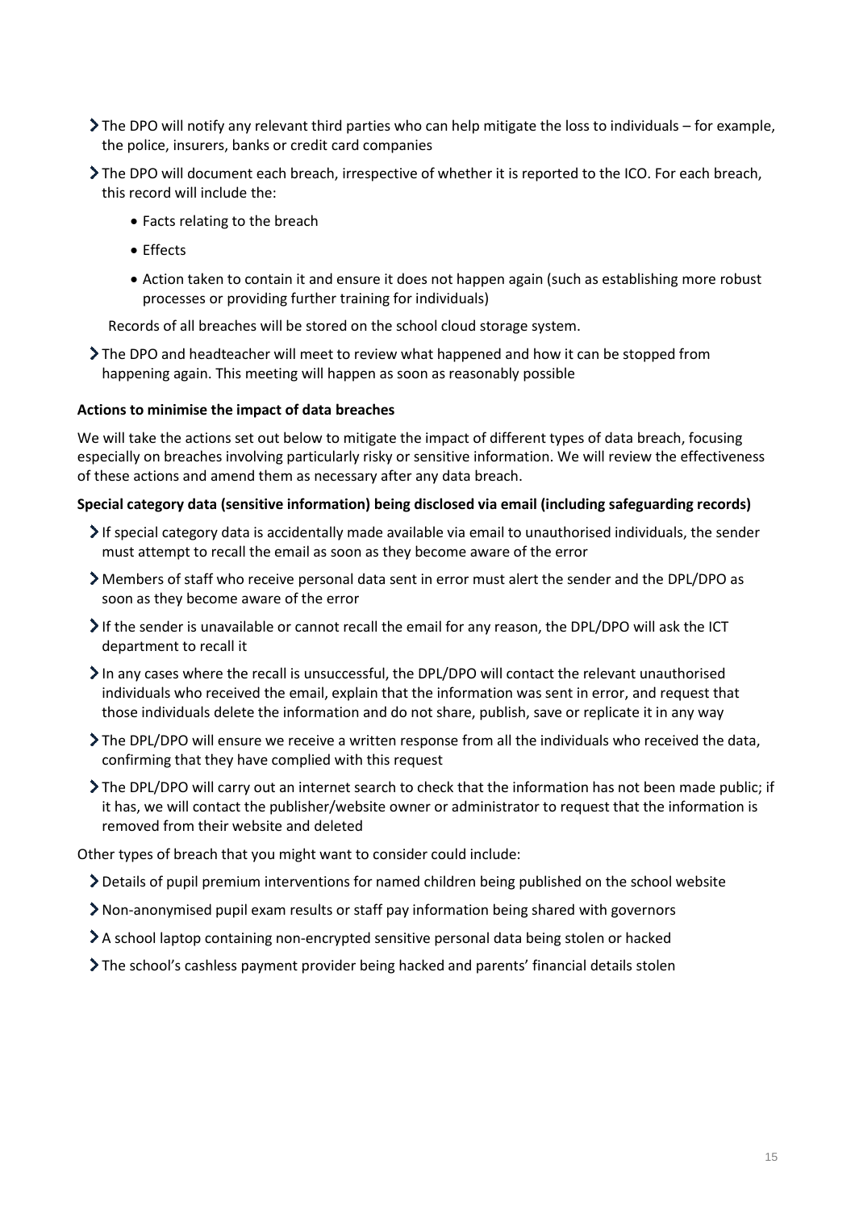- The DPO will notify any relevant third parties who can help mitigate the loss to individuals – for example, the police, insurers, banks or credit card companies
- The DPO will document each breach, irrespective of whether it is reported to the ICO. For each breach, this record will include the:
  - Facts relating to the breach
  - Effects
  - Action taken to contain it and ensure it does not happen again (such as establishing more robust processes or providing further training for individuals)

  Records of all breaches will be stored on the school cloud storage system.
- The DPO and headteacher will meet to review what happened and how it can be stopped from happening again. This meeting will happen as soon as reasonably possible

**Actions to minimise the impact of data breaches**

We will take the actions set out below to mitigate the impact of different types of data breach, focusing especially on breaches involving particularly risky or sensitive information. We will review the effectiveness of these actions and amend them as necessary after any data breach.

**Special category data (sensitive information) being disclosed via email (including safeguarding records)**

- If special category data is accidentally made available via email to unauthorised individuals, the sender must attempt to recall the email as soon as they become aware of the error
- Members of staff who receive personal data sent in error must alert the sender and the DPL/DPO as soon as they become aware of the error
- If the sender is unavailable or cannot recall the email for any reason, the DPL/DPO will ask the ICT department to recall it
- In any cases where the recall is unsuccessful, the DPL/DPO will contact the relevant unauthorised individuals who received the email, explain that the information was sent in error, and request that those individuals delete the information and do not share, publish, save or replicate it in any way
- The DPL/DPO will ensure we receive a written response from all the individuals who received the data, confirming that they have complied with this request
- The DPL/DPO will carry out an internet search to check that the information has not been made public; if it has, we will contact the publisher/website owner or administrator to request that the information is removed from their website and deleted

Other types of breach that you might want to consider could include:

- Details of pupil premium interventions for named children being published on the school website
- Non-anonymised pupil exam results or staff pay information being shared with governors
- A school laptop containing non-encrypted sensitive personal data being stolen or hacked
- The school's cashless payment provider being hacked and parents' financial details stolen